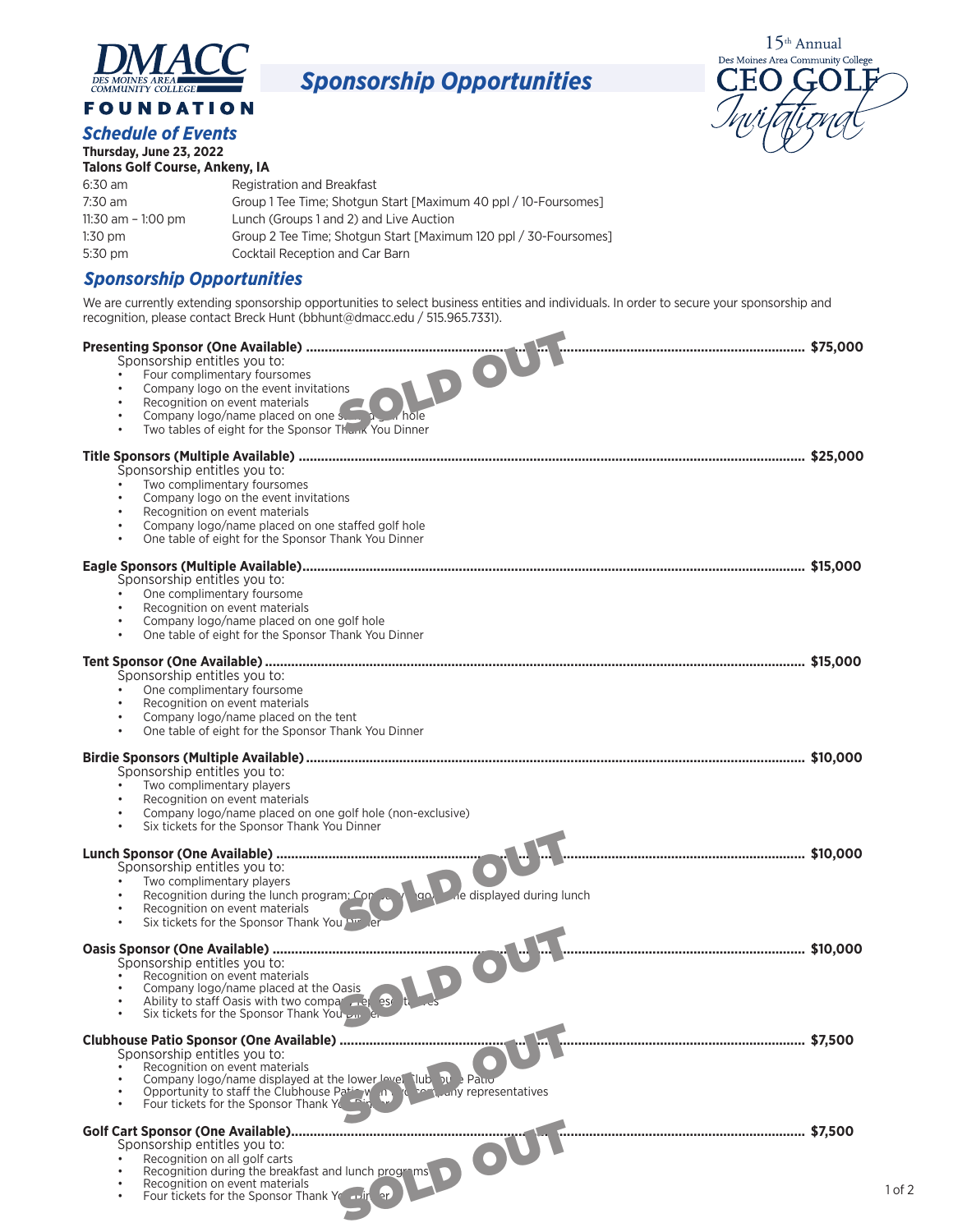DMACC Des Moines Area Community College FOUNDATION

# Sponsorship Opportunities

15th Annual Des Moines Area Community College CEO GOLF Invitational

## Schedule of Events

**Thursday, June 23, 2022**
**Talons Golf Course, Ankeny, IA**

| | |
|---|---|
| 6:30 am | Registration and Breakfast |
| 7:30 am | Group 1 Tee Time; Shotgun Start [Maximum 40 ppl / 10-Foursomes] |
| 11:30 am – 1:00 pm | Lunch (Groups 1 and 2) and Live Auction |
| 1:30 pm | Group 2 Tee Time; Shotgun Start [Maximum 120 ppl / 30-Foursomes] |
| 5:30 pm | Cocktail Reception and Car Barn |

## Sponsorship Opportunities

We are currently extending sponsorship opportunities to select business entities and individuals. In order to secure your sponsorship and recognition, please contact Breck Hunt (bbhunt@dmacc.edu / 515.965.7331).

**Presenting Sponsor (One Available) ........ $75,000** — SOLD OUT

Sponsorship entitles you to:
- Four complimentary foursomes
- Company logo on the event invitations
- Recognition on event materials
- Company logo/name placed on one staffed golf hole
- Two tables of eight for the Sponsor Thank You Dinner

**Title Sponsors (Multiple Available) ........ $25,000**

Sponsorship entitles you to:
- Two complimentary foursomes
- Company logo on the event invitations
- Recognition on event materials
- Company logo/name placed on one staffed golf hole
- One table of eight for the Sponsor Thank You Dinner

**Eagle Sponsors (Multiple Available) ........ $15,000**

Sponsorship entitles you to:
- One complimentary foursome
- Recognition on event materials
- Company logo/name placed on one golf hole
- One table of eight for the Sponsor Thank You Dinner

**Tent Sponsor (One Available) ........ $15,000**

Sponsorship entitles you to:
- One complimentary foursome
- Recognition on event materials
- Company logo/name placed on the tent
- One table of eight for the Sponsor Thank You Dinner

**Birdie Sponsors (Multiple Available) ........ $10,000**

Sponsorship entitles you to:
- Two complimentary players
- Recognition on event materials
- Company logo/name placed on one golf hole (non-exclusive)
- Six tickets for the Sponsor Thank You Dinner

**Lunch Sponsor (One Available) ........ $10,000** — SOLD OUT

Sponsorship entitles you to:
- Two complimentary players
- Recognition during the lunch program; Company logo/name displayed during lunch
- Recognition on event materials
- Six tickets for the Sponsor Thank You Dinner

**Oasis Sponsor (One Available) ........ $10,000** — SOLD OUT

Sponsorship entitles you to:
- Recognition on event materials
- Company logo/name placed at the Oasis
- Ability to staff Oasis with two company representatives
- Six tickets for the Sponsor Thank You Dinner

**Clubhouse Patio Sponsor (One Available) ........ $7,500** — SOLD OUT

Sponsorship entitles you to:
- Recognition on event materials
- Company logo/name displayed at the lower level Clubhouse Patio
- Opportunity to staff the Clubhouse Patio with two company representatives
- Four tickets for the Sponsor Thank You Dinner

**Golf Cart Sponsor (One Available) ........ $7,500** — SOLD OUT

Sponsorship entitles you to:
- Recognition on all golf carts
- Recognition during the breakfast and lunch programs
- Recognition on event materials
- Four tickets for the Sponsor Thank You Dinner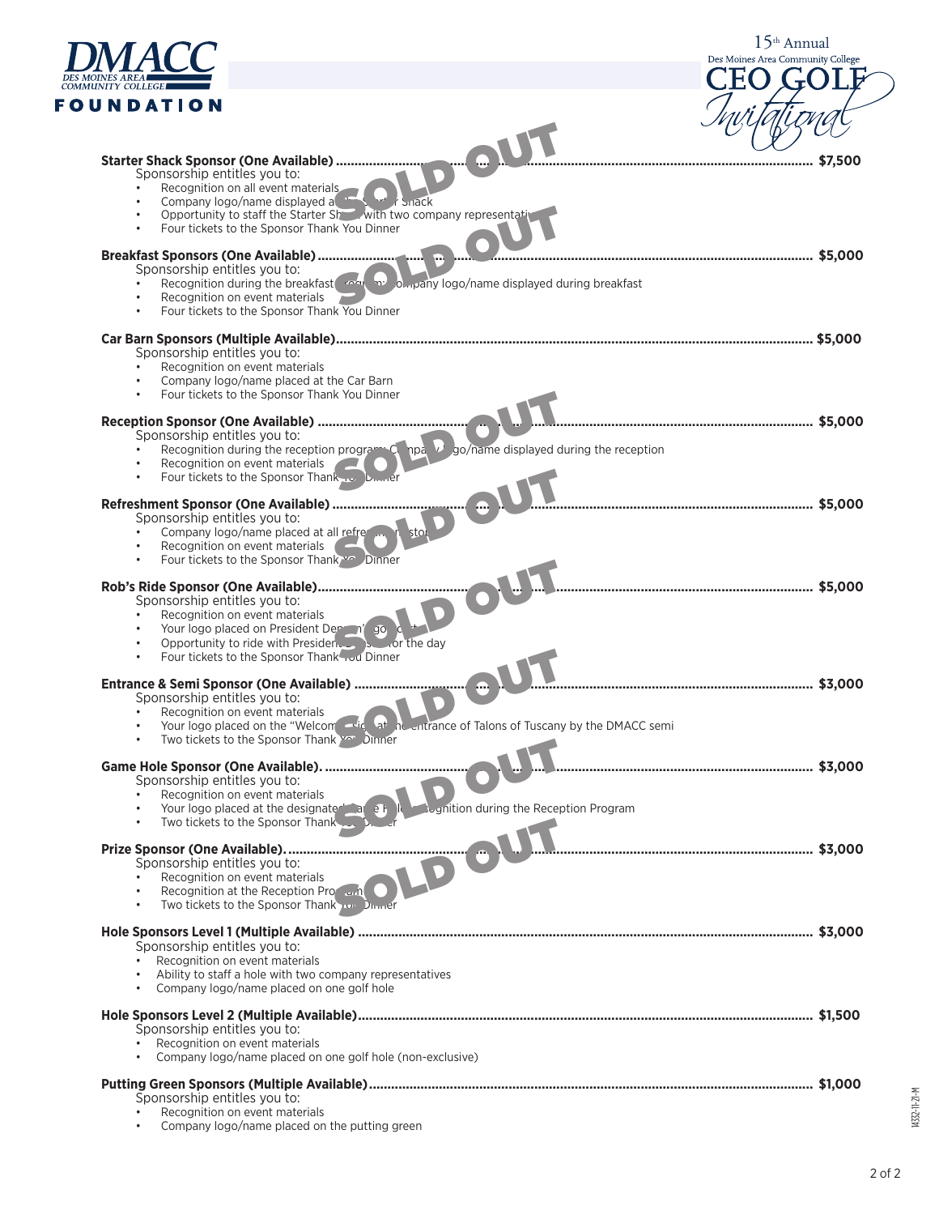DMACC DES MOINES AREA COMMUNITY COLLEGE FOUNDATION

15th Annual Des Moines Area Community College CEO GOLF Invitational

**Starter Shack Sponsor (One Available)** ........................................ **$7,500**

SOLD OUT

Sponsorship entitles you to:

- Recognition on all event materials
- Company logo/name displayed at the Starter Shack
- Opportunity to staff the Starter Shack with two company representatives
- Four tickets to the Sponsor Thank You Dinner

**Breakfast Sponsors (One Available)** ........................................ **$5,000**

SOLD OUT

Sponsorship entitles you to:

- Recognition during the breakfast program. Company logo/name displayed during breakfast
- Recognition on event materials
- Four tickets to the Sponsor Thank You Dinner

**Car Barn Sponsors (Multiple Available)** ........................................ **$5,000**

Sponsorship entitles you to:

- Recognition on event materials
- Company logo/name placed at the Car Barn
- Four tickets to the Sponsor Thank You Dinner

**Reception Sponsor (One Available)** ........................................ **$5,000**

SOLD OUT

Sponsorship entitles you to:

- Recognition during the reception program. Company logo/name displayed during the reception
- Recognition on event materials
- Four tickets to the Sponsor Thank You Dinner

**Refreshment Sponsor (One Available)** ........................................ **$5,000**

SOLD OUT

Sponsorship entitles you to:

- Company logo/name placed at all refreshment stops
- Recognition on event materials
- Four tickets to the Sponsor Thank You Dinner

**Rob's Ride Sponsor (One Available)** ........................................ **$5,000**

SOLD OUT

Sponsorship entitles you to:

- Recognition on event materials
- Your logo placed on President Denson's golf cart
- Opportunity to ride with President Denson for the day
- Four tickets to the Sponsor Thank You Dinner

**Entrance & Semi Sponsor (One Available)** ........................................ **$3,000**

SOLD OUT

Sponsorship entitles you to:

- Recognition on event materials
- Your logo placed on the "Welcome" sign at the entrance of Talons of Tuscany by the DMACC semi
- Two tickets to the Sponsor Thank You Dinner

**Game Hole Sponsor (One Available).** ........................................ **$3,000**

SOLD OUT

Sponsorship entitles you to:

- Recognition on event materials
- Your logo placed at the designated Game Hole. Recognition during the Reception Program
- Two tickets to the Sponsor Thank You Dinner

**Prize Sponsor (One Available).** ........................................ **$3,000**

SOLD OUT

Sponsorship entitles you to:

- Recognition on event materials
- Recognition at the Reception Program
- Two tickets to the Sponsor Thank You Dinner

**Hole Sponsors Level 1 (Multiple Available)** ........................................ **$3,000**

Sponsorship entitles you to:

- Recognition on event materials
- Ability to staff a hole with two company representatives
- Company logo/name placed on one golf hole

**Hole Sponsors Level 2 (Multiple Available)** ........................................ **$1,500**

Sponsorship entitles you to:

- Recognition on event materials
- Company logo/name placed on one golf hole (non-exclusive)

**Putting Green Sponsors (Multiple Available)** ........................................ **$1,000**

Sponsorship entitles you to:

- Recognition on event materials
- Company logo/name placed on the putting green

14332-11-21-M